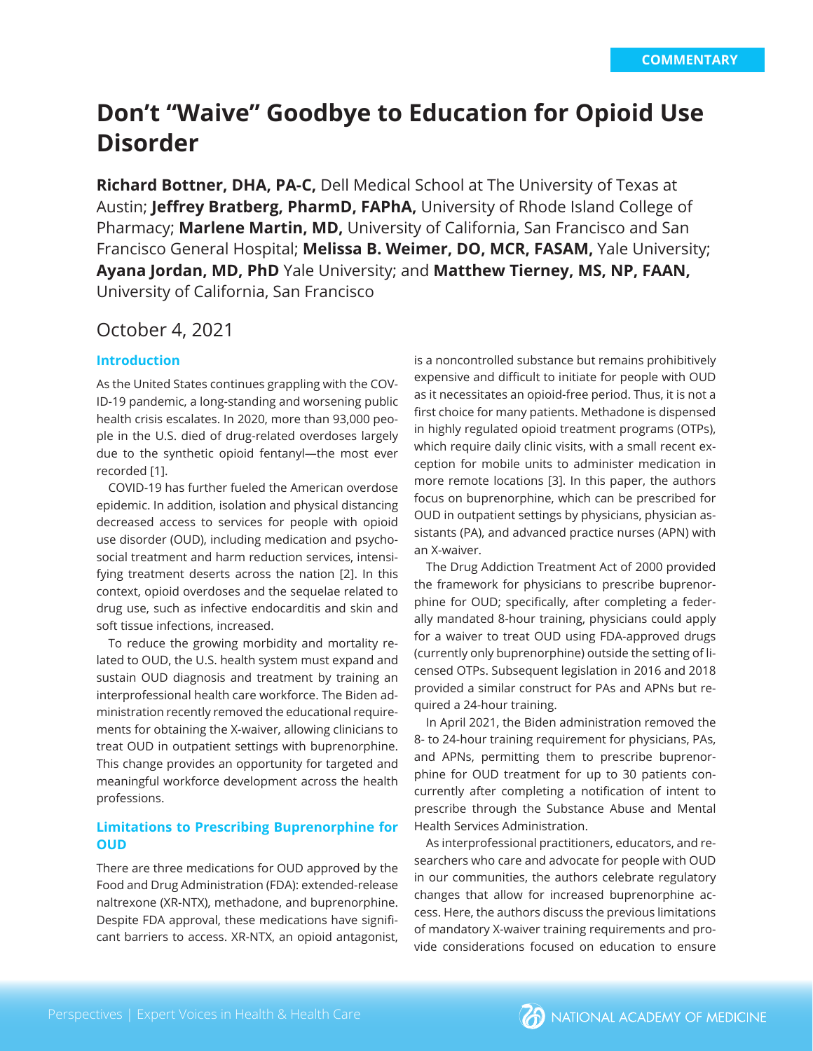COMMENTARY

# Don't "Waive" Goodbye to Education for Opioid Use Disorder

**Richard Bottner, DHA, PA-C,** Dell Medical School at The University of Texas at Austin; **Jeffrey Bratberg, PharmD, FAPhA,** University of Rhode Island College of Pharmacy; **Marlene Martin, MD,** University of California, San Francisco and San Francisco General Hospital; **Melissa B. Weimer, DO, MCR, FASAM,** Yale University; **Ayana Jordan, MD, PhD** Yale University; and **Matthew Tierney, MS, NP, FAAN,** University of California, San Francisco

October 4, 2021

## Introduction

As the United States continues grappling with the COVID-19 pandemic, a long-standing and worsening public health crisis escalates. In 2020, more than 93,000 people in the U.S. died of drug-related overdoses largely due to the synthetic opioid fentanyl—the most ever recorded [1].

COVID-19 has further fueled the American overdose epidemic. In addition, isolation and physical distancing decreased access to services for people with opioid use disorder (OUD), including medication and psychosocial treatment and harm reduction services, intensifying treatment deserts across the nation [2]. In this context, opioid overdoses and the sequelae related to drug use, such as infective endocarditis and skin and soft tissue infections, increased.

To reduce the growing morbidity and mortality related to OUD, the U.S. health system must expand and sustain OUD diagnosis and treatment by training an interprofessional health care workforce. The Biden administration recently removed the educational requirements for obtaining the X-waiver, allowing clinicians to treat OUD in outpatient settings with buprenorphine. This change provides an opportunity for targeted and meaningful workforce development across the health professions.

## Limitations to Prescribing Buprenorphine for OUD

There are three medications for OUD approved by the Food and Drug Administration (FDA): extended-release naltrexone (XR-NTX), methadone, and buprenorphine. Despite FDA approval, these medications have significant barriers to access. XR-NTX, an opioid antagonist, is a noncontrolled substance but remains prohibitively expensive and difficult to initiate for people with OUD as it necessitates an opioid-free period. Thus, it is not a first choice for many patients. Methadone is dispensed in highly regulated opioid treatment programs (OTPs), which require daily clinic visits, with a small recent exception for mobile units to administer medication in more remote locations [3]. In this paper, the authors focus on buprenorphine, which can be prescribed for OUD in outpatient settings by physicians, physician assistants (PA), and advanced practice nurses (APN) with an X-waiver.

The Drug Addiction Treatment Act of 2000 provided the framework for physicians to prescribe buprenorphine for OUD; specifically, after completing a federally mandated 8-hour training, physicians could apply for a waiver to treat OUD using FDA-approved drugs (currently only buprenorphine) outside the setting of licensed OTPs. Subsequent legislation in 2016 and 2018 provided a similar construct for PAs and APNs but required a 24-hour training.

In April 2021, the Biden administration removed the 8- to 24-hour training requirement for physicians, PAs, and APNs, permitting them to prescribe buprenorphine for OUD treatment for up to 30 patients concurrently after completing a notification of intent to prescribe through the Substance Abuse and Mental Health Services Administration.

As interprofessional practitioners, educators, and researchers who care and advocate for people with OUD in our communities, the authors celebrate regulatory changes that allow for increased buprenorphine access. Here, the authors discuss the previous limitations of mandatory X-waiver training requirements and provide considerations focused on education to ensure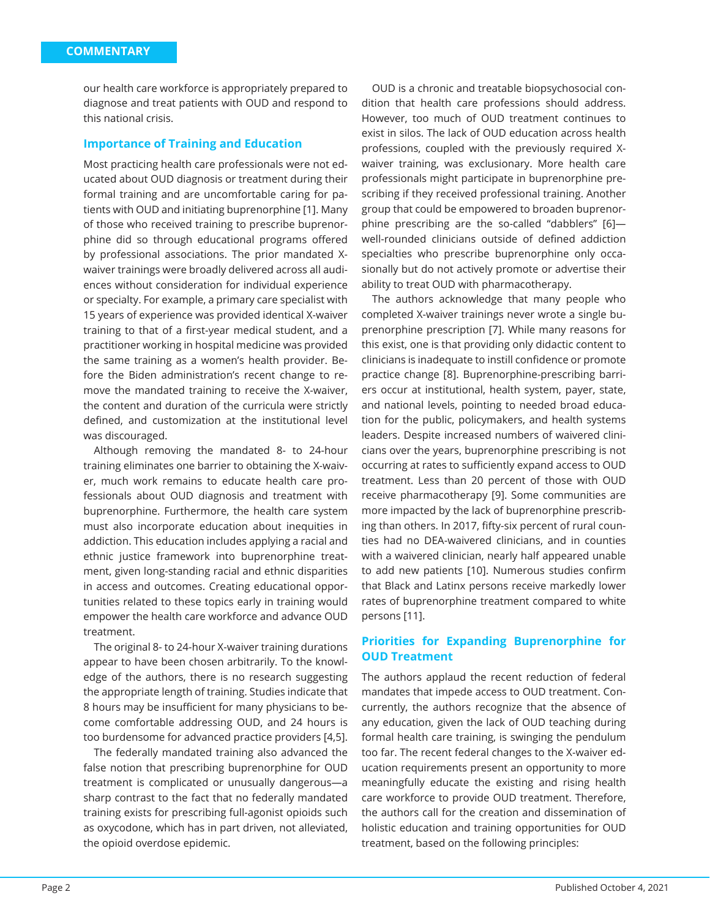our health care workforce is appropriately prepared to diagnose and treat patients with OUD and respond to this national crisis.

## Importance of Training and Education

Most practicing health care professionals were not educated about OUD diagnosis or treatment during their formal training and are uncomfortable caring for patients with OUD and initiating buprenorphine [1]. Many of those who received training to prescribe buprenorphine did so through educational programs offered by professional associations. The prior mandated X-waiver trainings were broadly delivered across all audiences without consideration for individual experience or specialty. For example, a primary care specialist with 15 years of experience was provided identical X-waiver training to that of a first-year medical student, and a practitioner working in hospital medicine was provided the same training as a women's health provider. Before the Biden administration's recent change to remove the mandated training to receive the X-waiver, the content and duration of the curricula were strictly defined, and customization at the institutional level was discouraged.

Although removing the mandated 8- to 24-hour training eliminates one barrier to obtaining the X-waiver, much work remains to educate health care professionals about OUD diagnosis and treatment with buprenorphine. Furthermore, the health care system must also incorporate education about inequities in addiction. This education includes applying a racial and ethnic justice framework into buprenorphine treatment, given long-standing racial and ethnic disparities in access and outcomes. Creating educational opportunities related to these topics early in training would empower the health care workforce and advance OUD treatment.

The original 8- to 24-hour X-waiver training durations appear to have been chosen arbitrarily. To the knowledge of the authors, there is no research suggesting the appropriate length of training. Studies indicate that 8 hours may be insufficient for many physicians to become comfortable addressing OUD, and 24 hours is too burdensome for advanced practice providers [4,5].

The federally mandated training also advanced the false notion that prescribing buprenorphine for OUD treatment is complicated or unusually dangerous—a sharp contrast to the fact that no federally mandated training exists for prescribing full-agonist opioids such as oxycodone, which has in part driven, not alleviated, the opioid overdose epidemic.

OUD is a chronic and treatable biopsychosocial condition that health care professions should address. However, too much of OUD treatment continues to exist in silos. The lack of OUD education across health professions, coupled with the previously required X-waiver training, was exclusionary. More health care professionals might participate in buprenorphine prescribing if they received professional training. Another group that could be empowered to broaden buprenorphine prescribing are the so-called "dabblers" [6]—well-rounded clinicians outside of defined addiction specialties who prescribe buprenorphine only occasionally but do not actively promote or advertise their ability to treat OUD with pharmacotherapy.

The authors acknowledge that many people who completed X-waiver trainings never wrote a single buprenorphine prescription [7]. While many reasons for this exist, one is that providing only didactic content to clinicians is inadequate to instill confidence or promote practice change [8]. Buprenorphine-prescribing barriers occur at institutional, health system, payer, state, and national levels, pointing to needed broad education for the public, policymakers, and health systems leaders. Despite increased numbers of waivered clinicians over the years, buprenorphine prescribing is not occurring at rates to sufficiently expand access to OUD treatment. Less than 20 percent of those with OUD receive pharmacotherapy [9]. Some communities are more impacted by the lack of buprenorphine prescribing than others. In 2017, fifty-six percent of rural counties had no DEA-waivered clinicians, and in counties with a waivered clinician, nearly half appeared unable to add new patients [10]. Numerous studies confirm that Black and Latinx persons receive markedly lower rates of buprenorphine treatment compared to white persons [11].

## Priorities for Expanding Buprenorphine for OUD Treatment

The authors applaud the recent reduction of federal mandates that impede access to OUD treatment. Concurrently, the authors recognize that the absence of any education, given the lack of OUD teaching during formal health care training, is swinging the pendulum too far. The recent federal changes to the X-waiver education requirements present an opportunity to more meaningfully educate the existing and rising health care workforce to provide OUD treatment. Therefore, the authors call for the creation and dissemination of holistic education and training opportunities for OUD treatment, based on the following principles: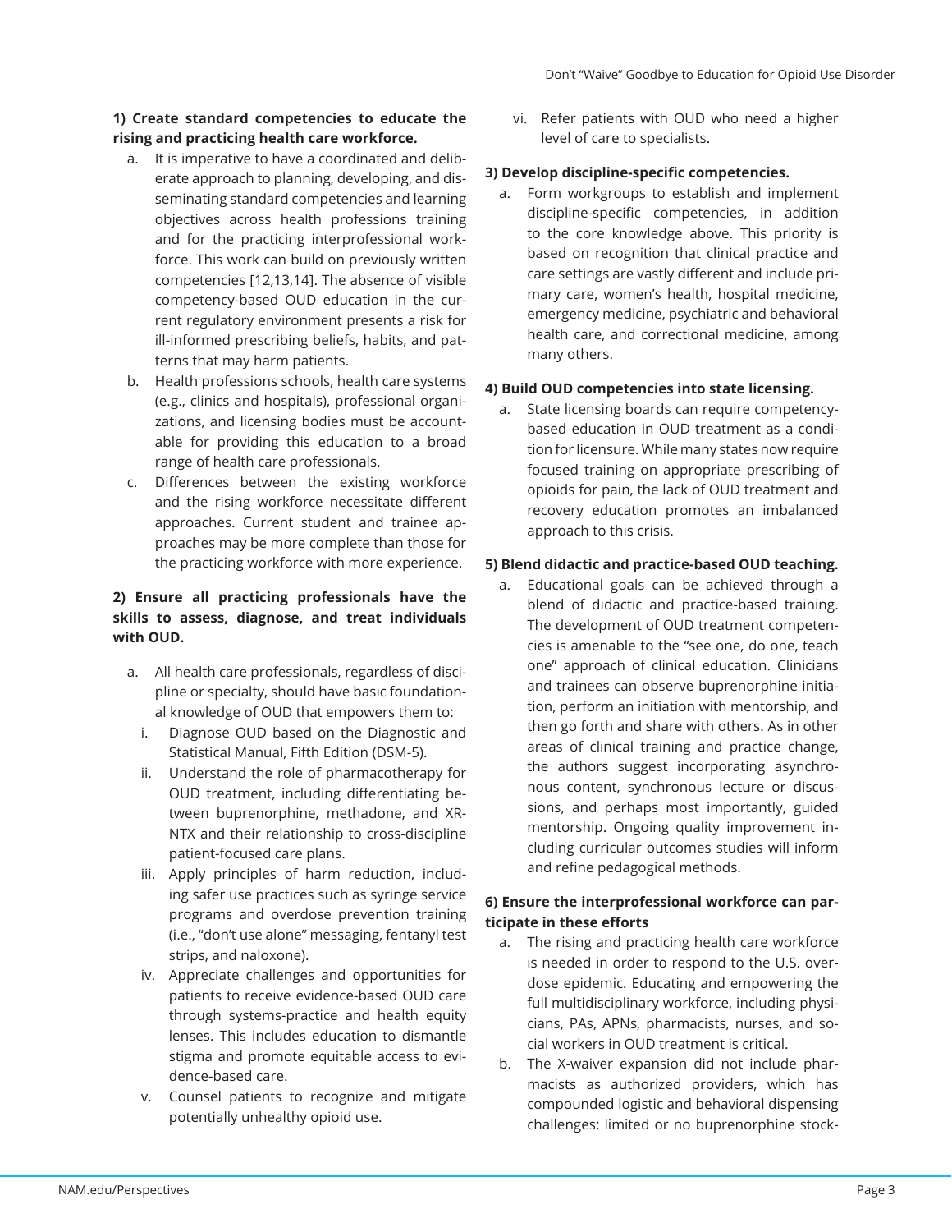**1) Create standard competencies to educate the rising and practicing health care workforce.**

a. It is imperative to have a coordinated and deliberate approach to planning, developing, and disseminating standard competencies and learning objectives across health professions training and for the practicing interprofessional workforce. This work can build on previously written competencies [12,13,14]. The absence of visible competency-based OUD education in the current regulatory environment presents a risk for ill-informed prescribing beliefs, habits, and patterns that may harm patients.

b. Health professions schools, health care systems (e.g., clinics and hospitals), professional organizations, and licensing bodies must be accountable for providing this education to a broad range of health care professionals.

c. Differences between the existing workforce and the rising workforce necessitate different approaches. Current student and trainee approaches may be more complete than those for the practicing workforce with more experience.

**2) Ensure all practicing professionals have the skills to assess, diagnose, and treat individuals with OUD.**

a. All health care professionals, regardless of discipline or specialty, should have basic foundational knowledge of OUD that empowers them to:

i. Diagnose OUD based on the Diagnostic and Statistical Manual, Fifth Edition (DSM-5).

ii. Understand the role of pharmacotherapy for OUD treatment, including differentiating between buprenorphine, methadone, and XR-NTX and their relationship to cross-discipline patient-focused care plans.

iii. Apply principles of harm reduction, including safer use practices such as syringe service programs and overdose prevention training (i.e., "don't use alone" messaging, fentanyl test strips, and naloxone).

iv. Appreciate challenges and opportunities for patients to receive evidence-based OUD care through systems-practice and health equity lenses. This includes education to dismantle stigma and promote equitable access to evidence-based care.

v. Counsel patients to recognize and mitigate potentially unhealthy opioid use.

vi. Refer patients with OUD who need a higher level of care to specialists.

**3) Develop discipline-specific competencies.**

a. Form workgroups to establish and implement discipline-specific competencies, in addition to the core knowledge above. This priority is based on recognition that clinical practice and care settings are vastly different and include primary care, women's health, hospital medicine, emergency medicine, psychiatric and behavioral health care, and correctional medicine, among many others.

**4) Build OUD competencies into state licensing.**

a. State licensing boards can require competency-based education in OUD treatment as a condition for licensure. While many states now require focused training on appropriate prescribing of opioids for pain, the lack of OUD treatment and recovery education promotes an imbalanced approach to this crisis.

**5) Blend didactic and practice-based OUD teaching.**

a. Educational goals can be achieved through a blend of didactic and practice-based training. The development of OUD treatment competencies is amenable to the "see one, do one, teach one" approach of clinical education. Clinicians and trainees can observe buprenorphine initiation, perform an initiation with mentorship, and then go forth and share with others. As in other areas of clinical training and practice change, the authors suggest incorporating asynchronous content, synchronous lecture or discussions, and perhaps most importantly, guided mentorship. Ongoing quality improvement including curricular outcomes studies will inform and refine pedagogical methods.

**6) Ensure the interprofessional workforce can participate in these efforts**

a. The rising and practicing health care workforce is needed in order to respond to the U.S. overdose epidemic. Educating and empowering the full multidisciplinary workforce, including physicians, PAs, APNs, pharmacists, nurses, and social workers in OUD treatment is critical.

b. The X-waiver expansion did not include pharmacists as authorized providers, which has compounded logistic and behavioral dispensing challenges: limited or no buprenorphine stock-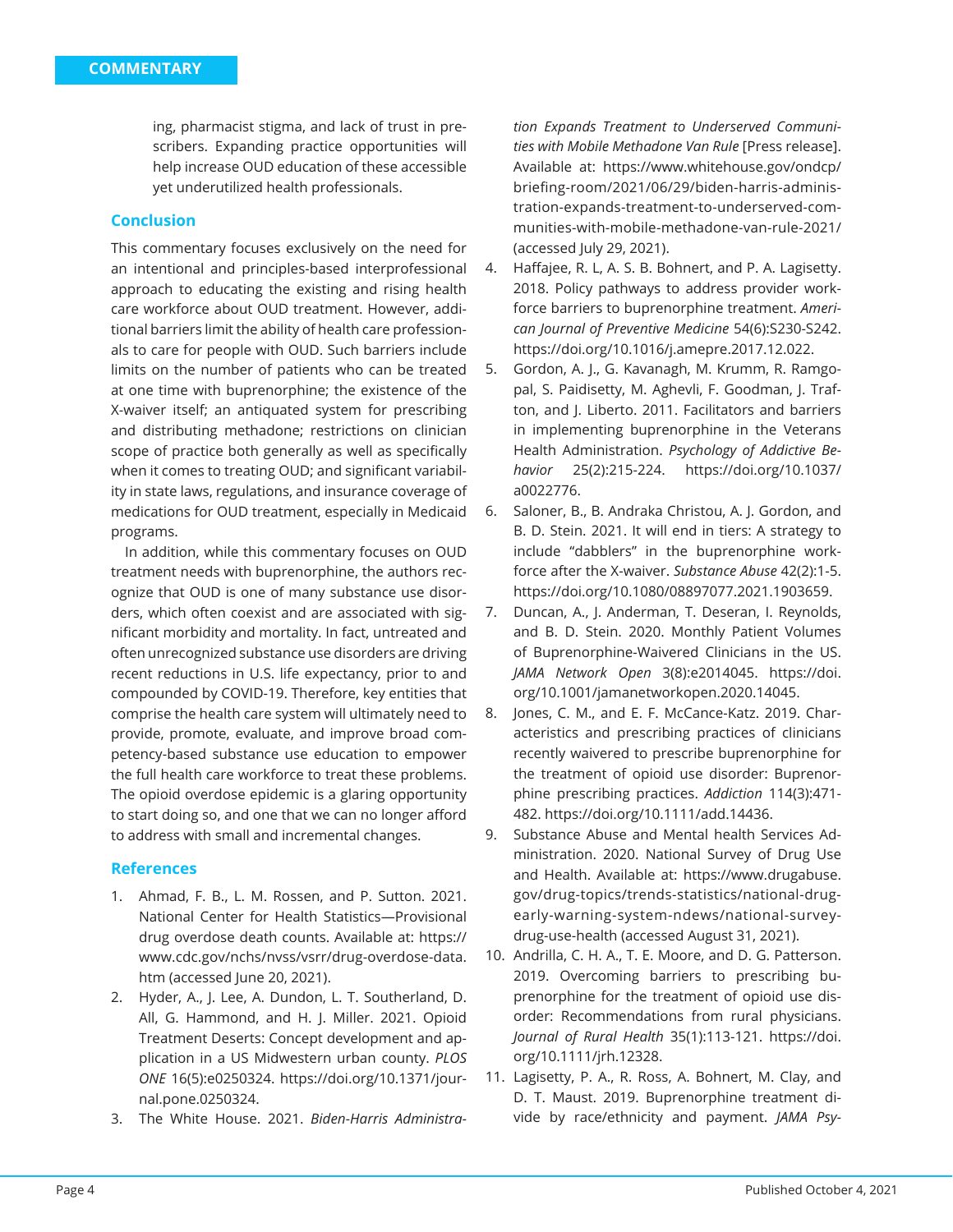ing, pharmacist stigma, and lack of trust in prescribers. Expanding practice opportunities will help increase OUD education of these accessible yet underutilized health professionals.

## Conclusion

This commentary focuses exclusively on the need for an intentional and principles-based interprofessional approach to educating the existing and rising health care workforce about OUD treatment. However, additional barriers limit the ability of health care professionals to care for people with OUD. Such barriers include limits on the number of patients who can be treated at one time with buprenorphine; the existence of the X-waiver itself; an antiquated system for prescribing and distributing methadone; restrictions on clinician scope of practice both generally as well as specifically when it comes to treating OUD; and significant variability in state laws, regulations, and insurance coverage of medications for OUD treatment, especially in Medicaid programs.

In addition, while this commentary focuses on OUD treatment needs with buprenorphine, the authors recognize that OUD is one of many substance use disorders, which often coexist and are associated with significant morbidity and mortality. In fact, untreated and often unrecognized substance use disorders are driving recent reductions in U.S. life expectancy, prior to and compounded by COVID-19. Therefore, key entities that comprise the health care system will ultimately need to provide, promote, evaluate, and improve broad competency-based substance use education to empower the full health care workforce to treat these problems. The opioid overdose epidemic is a glaring opportunity to start doing so, and one that we can no longer afford to address with small and incremental changes.

## References

1. Ahmad, F. B., L. M. Rossen, and P. Sutton. 2021. National Center for Health Statistics—Provisional drug overdose death counts. Available at: https://www.cdc.gov/nchs/nvss/vsrr/drug-overdose-data.htm (accessed June 20, 2021).
2. Hyder, A., J. Lee, A. Dundon, L. T. Southerland, D. All, G. Hammond, and H. J. Miller. 2021. Opioid Treatment Deserts: Concept development and application in a US Midwestern urban county. *PLOS ONE* 16(5):e0250324. https://doi.org/10.1371/journal.pone.0250324.
3. The White House. 2021. *Biden-Harris Administration Expands Treatment to Underserved Communities with Mobile Methadone Van Rule* [Press release]. Available at: https://www.whitehouse.gov/ondcp/briefing-room/2021/06/29/biden-harris-administration-expands-treatment-to-underserved-communities-with-mobile-methadone-van-rule-2021/ (accessed July 29, 2021).
4. Haffajee, R. L, A. S. B. Bohnert, and P. A. Lagisetty. 2018. Policy pathways to address provider workforce barriers to buprenorphine treatment. *American Journal of Preventive Medicine* 54(6):S230-S242. https://doi.org/10.1016/j.amepre.2017.12.022.
5. Gordon, A. J., G. Kavanagh, M. Krumm, R. Ramgopal, S. Paidisetty, M. Aghevli, F. Goodman, J. Trafton, and J. Liberto. 2011. Facilitators and barriers in implementing buprenorphine in the Veterans Health Administration. *Psychology of Addictive Behavior* 25(2):215-224. https://doi.org/10.1037/a0022776.
6. Saloner, B., B. Andraka Christou, A. J. Gordon, and B. D. Stein. 2021. It will end in tiers: A strategy to include "dabblers" in the buprenorphine workforce after the X-waiver. *Substance Abuse* 42(2):1-5. https://doi.org/10.1080/08897077.2021.1903659.
7. Duncan, A., J. Anderman, T. Deseran, I. Reynolds, and B. D. Stein. 2020. Monthly Patient Volumes of Buprenorphine-Waivered Clinicians in the US. *JAMA Network Open* 3(8):e2014045. https://doi.org/10.1001/jamanetworkopen.2020.14045.
8. Jones, C. M., and E. F. McCance-Katz. 2019. Characteristics and prescribing practices of clinicians recently waivered to prescribe buprenorphine for the treatment of opioid use disorder: Buprenorphine prescribing practices. *Addiction* 114(3):471-482. https://doi.org/10.1111/add.14436.
9. Substance Abuse and Mental health Services Administration. 2020. National Survey of Drug Use and Health. Available at: https://www.drugabuse.gov/drug-topics/trends-statistics/national-drug-early-warning-system-ndews/national-survey-drug-use-health (accessed August 31, 2021).
10. Andrilla, C. H. A., T. E. Moore, and D. G. Patterson. 2019. Overcoming barriers to prescribing buprenorphine for the treatment of opioid use disorder: Recommendations from rural physicians. *Journal of Rural Health* 35(1):113-121. https://doi.org/10.1111/jrh.12328.
11. Lagisetty, P. A., R. Ross, A. Bohnert, M. Clay, and D. T. Maust. 2019. Buprenorphine treatment divide by race/ethnicity and payment. *JAMA Psy-*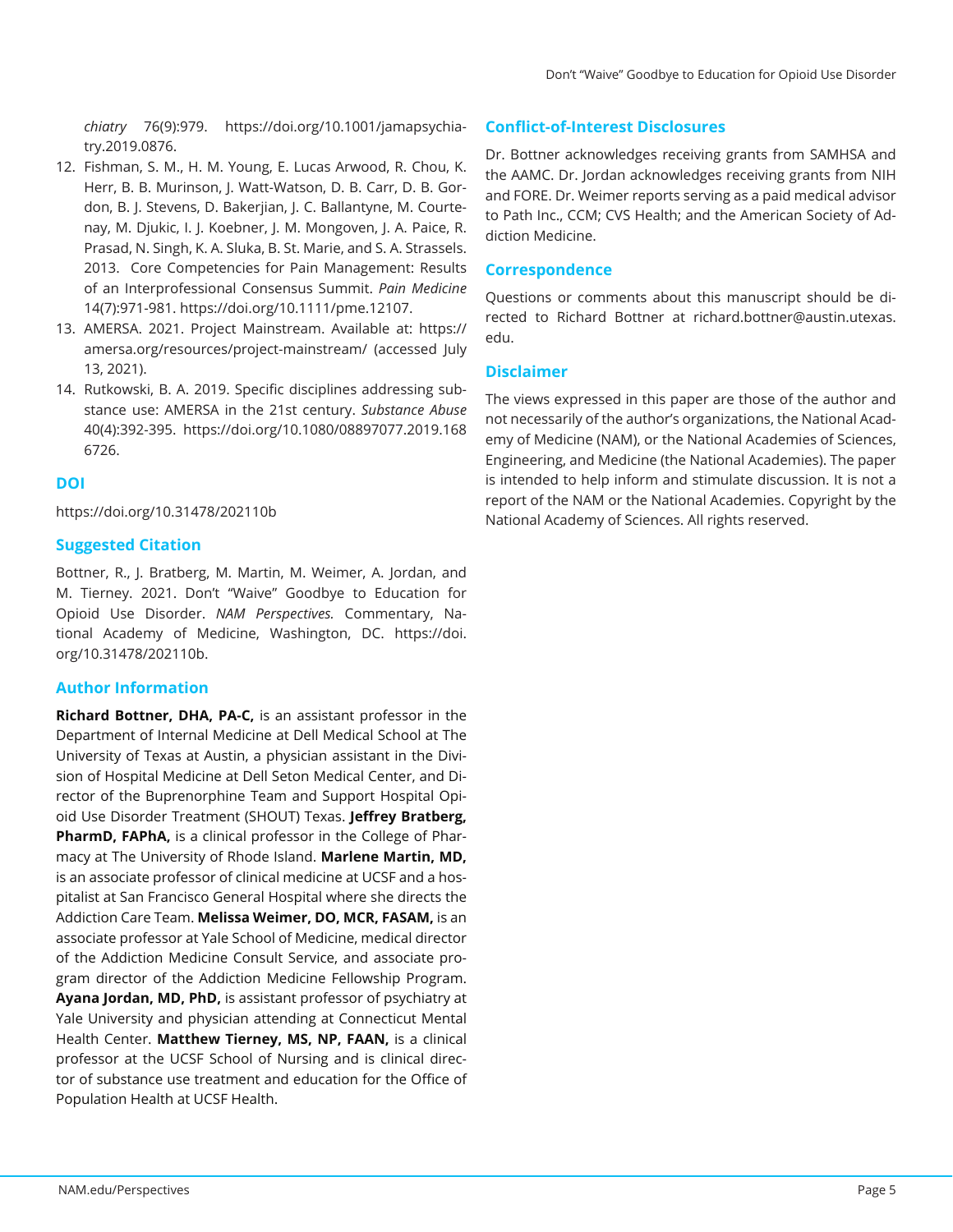*chiatry* 76(9):979. https://doi.org/10.1001/jamapsychiatry.2019.0876.

12. Fishman, S. M., H. M. Young, E. Lucas Arwood, R. Chou, K. Herr, B. B. Murinson, J. Watt-Watson, D. B. Carr, D. B. Gordon, B. J. Stevens, D. Bakerjian, J. C. Ballantyne, M. Courtenay, M. Djukic, I. J. Koebner, J. M. Mongoven, J. A. Paice, R. Prasad, N. Singh, K. A. Sluka, B. St. Marie, and S. A. Strassels. 2013. Core Competencies for Pain Management: Results of an Interprofessional Consensus Summit. *Pain Medicine* 14(7):971-981. https://doi.org/10.1111/pme.12107.
13. AMERSA. 2021. Project Mainstream. Available at: https://amersa.org/resources/project-mainstream/ (accessed July 13, 2021).
14. Rutkowski, B. A. 2019. Specific disciplines addressing substance use: AMERSA in the 21st century. *Substance Abuse* 40(4):392-395. https://doi.org/10.1080/08897077.2019.1686726.

## DOI

https://doi.org/10.31478/202110b

## Suggested Citation

Bottner, R., J. Bratberg, M. Martin, M. Weimer, A. Jordan, and M. Tierney. 2021. Don't "Waive" Goodbye to Education for Opioid Use Disorder. *NAM Perspectives.* Commentary, National Academy of Medicine, Washington, DC. https://doi.org/10.31478/202110b.

## Author Information

**Richard Bottner, DHA, PA-C,** is an assistant professor in the Department of Internal Medicine at Dell Medical School at The University of Texas at Austin, a physician assistant in the Division of Hospital Medicine at Dell Seton Medical Center, and Director of the Buprenorphine Team and Support Hospital Opioid Use Disorder Treatment (SHOUT) Texas. **Jeffrey Bratberg, PharmD, FAPhA,** is a clinical professor in the College of Pharmacy at The University of Rhode Island. **Marlene Martin, MD,** is an associate professor of clinical medicine at UCSF and a hospitalist at San Francisco General Hospital where she directs the Addiction Care Team. **Melissa Weimer, DO, MCR, FASAM,** is an associate professor at Yale School of Medicine, medical director of the Addiction Medicine Consult Service, and associate program director of the Addiction Medicine Fellowship Program. **Ayana Jordan, MD, PhD,** is assistant professor of psychiatry at Yale University and physician attending at Connecticut Mental Health Center. **Matthew Tierney, MS, NP, FAAN,** is a clinical professor at the UCSF School of Nursing and is clinical director of substance use treatment and education for the Office of Population Health at UCSF Health.

## Conflict-of-Interest Disclosures

Dr. Bottner acknowledges receiving grants from SAMHSA and the AAMC. Dr. Jordan acknowledges receiving grants from NIH and FORE. Dr. Weimer reports serving as a paid medical advisor to Path Inc., CCM; CVS Health; and the American Society of Addiction Medicine.

## Correspondence

Questions or comments about this manuscript should be directed to Richard Bottner at richard.bottner@austin.utexas.edu.

## Disclaimer

The views expressed in this paper are those of the author and not necessarily of the author's organizations, the National Academy of Medicine (NAM), or the National Academies of Sciences, Engineering, and Medicine (the National Academies). The paper is intended to help inform and stimulate discussion. It is not a report of the NAM or the National Academies. Copyright by the National Academy of Sciences. All rights reserved.